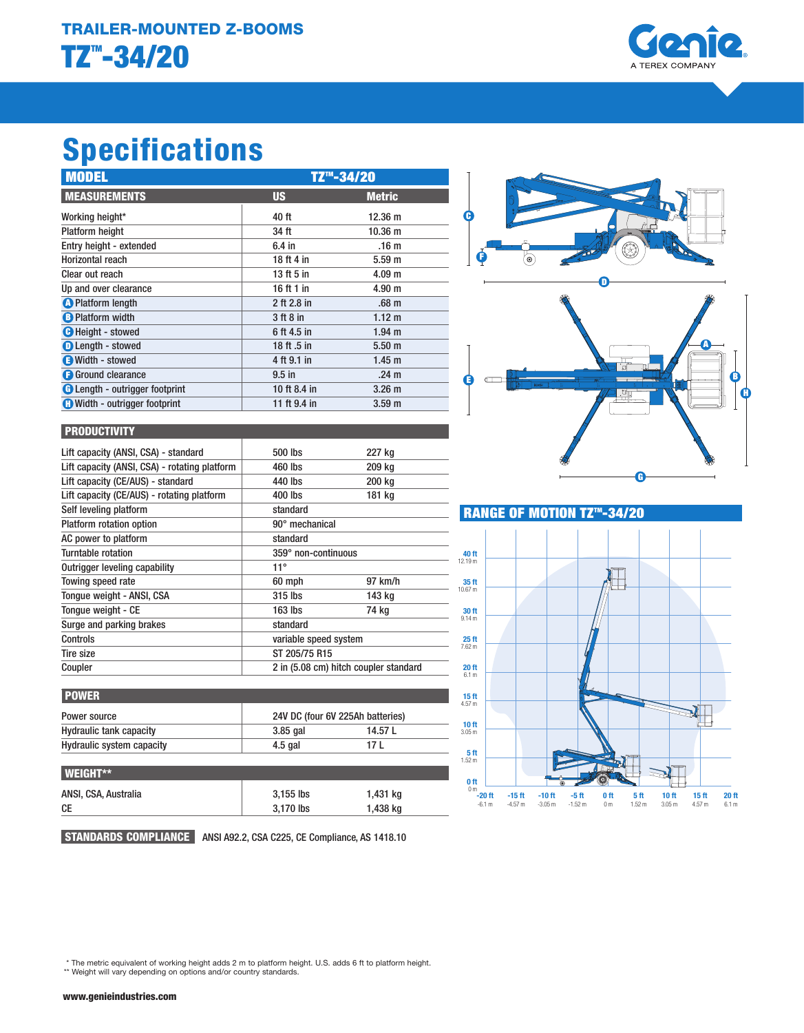# TRAILER-MOUNTED Z-BOOMS

# TZ™-34/20

## Specifications

| MODEL | TZ™-34/20 | |
|---|---|---|
| **MEASUREMENTS** | **US** | **Metric** |
| Working height* | 40 ft | 12.36 m |
| Platform height | 34 ft | 10.36 m |
| Entry height - extended | 6.4 in | .16 m |
| Horizontal reach | 18 ft 4 in | 5.59 m |
| Clear out reach | 13 ft 5 in | 4.09 m |
| Up and over clearance | 16 ft 1 in | 4.90 m |
| A Platform length | 2 ft 2.8 in | .68 m |
| B Platform width | 3 ft 8 in | 1.12 m |
| C Height - stowed | 6 ft 4.5 in | 1.94 m |
| D Length - stowed | 18 ft .5 in | 5.50 m |
| E Width - stowed | 4 ft 9.1 in | 1.45 m |
| F Ground clearance | 9.5 in | .24 m |
| G Length - outrigger footprint | 10 ft 8.4 in | 3.26 m |
| H Width - outrigger footprint | 11 ft 9.4 in | 3.59 m |

| PRODUCTIVITY | | |
|---|---|---|
| Lift capacity (ANSI, CSA) - standard | 500 lbs | 227 kg |
| Lift capacity (ANSI, CSA) - rotating platform | 460 lbs | 209 kg |
| Lift capacity (CE/AUS) - standard | 440 lbs | 200 kg |
| Lift capacity (CE/AUS) - rotating platform | 400 lbs | 181 kg |
| Self leveling platform | standard | |
| Platform rotation option | 90° mechanical | |
| AC power to platform | standard | |
| Turntable rotation | 359° non-continuous | |
| Outrigger leveling capability | 11° | |
| Towing speed rate | 60 mph | 97 km/h |
| Tongue weight - ANSI, CSA | 315 lbs | 143 kg |
| Tongue weight - CE | 163 lbs | 74 kg |
| Surge and parking brakes | standard | |
| Controls | variable speed system | |
| Tire size | ST 205/75 R15 | |
| Coupler | 2 in (5.08 cm) hitch coupler standard | |

| POWER | | |
|---|---|---|
| Power source | 24V DC (four 6V 225Ah batteries) | |
| Hydraulic tank capacity | 3.85 gal | 14.57 L |
| Hydraulic system capacity | 4.5 gal | 17 L |

| WEIGHT** | | |
|---|---|---|
| ANSI, CSA, Australia | 3,155 lbs | 1,431 kg |
| CE | 3,170 lbs | 1,438 kg |

**STANDARDS COMPLIANCE** ANSI A92.2, CSA C225, CE Compliance, AS 1418.10

## RANGE OF MOTION TZ™-34/20

\* The metric equivalent of working height adds 2 m to platform height. U.S. adds 6 ft to platform height.
\** Weight will vary depending on options and/or country standards.

www.genieindustries.com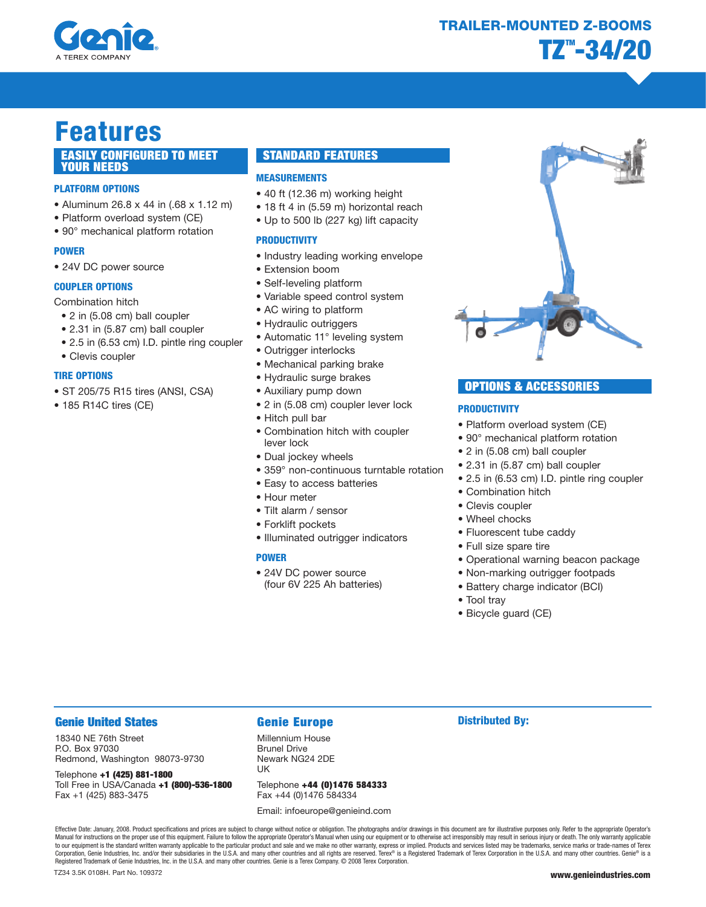# TRAILER-MOUNTED Z-BOOMS

# TZ™-34/20

# Features

## EASILY CONFIGURED TO MEET YOUR NEEDS

### PLATFORM OPTIONS

- Aluminum 26.8 x 44 in (.68 x 1.12 m)
- Platform overload system (CE)
- 90° mechanical platform rotation

### POWER

- 24V DC power source

### COUPLER OPTIONS

Combination hitch

- 2 in (5.08 cm) ball coupler
- 2.31 in (5.87 cm) ball coupler
- 2.5 in (6.53 cm) I.D. pintle ring coupler
- Clevis coupler

### TIRE OPTIONS

- ST 205/75 R15 tires (ANSI, CSA)
- 185 R14C tires (CE)

## STANDARD FEATURES

### MEASUREMENTS

- 40 ft (12.36 m) working height
- 18 ft 4 in (5.59 m) horizontal reach
- Up to 500 lb (227 kg) lift capacity

### PRODUCTIVITY

- Industry leading working envelope
- Extension boom
- Self-leveling platform
- Variable speed control system
- AC wiring to platform
- Hydraulic outriggers
- Automatic 11° leveling system
- Outrigger interlocks
- Mechanical parking brake
- Hydraulic surge brakes
- Auxiliary pump down
- 2 in (5.08 cm) coupler lever lock
- Hitch pull bar
- Combination hitch with coupler lever lock
- Dual jockey wheels
- 359° non-continuous turntable rotation
- Easy to access batteries
- Hour meter
- Tilt alarm / sensor
- Forklift pockets
- Illuminated outrigger indicators

### POWER

- 24V DC power source (four 6V 225 Ah batteries)

## OPTIONS & ACCESSORIES

### PRODUCTIVITY

- Platform overload system (CE)
- 90° mechanical platform rotation
- 2 in (5.08 cm) ball coupler
- 2.31 in (5.87 cm) ball coupler
- 2.5 in (6.53 cm) I.D. pintle ring coupler
- Combination hitch
- Clevis coupler
- Wheel chocks
- Fluorescent tube caddy
- Full size spare tire
- Operational warning beacon package
- Non-marking outrigger footpads
- Battery charge indicator (BCI)
- Tool tray
- Bicycle guard (CE)

### Genie United States

18340 NE 76th Street
P.O. Box 97030
Redmond, Washington 98073-9730

Telephone **+1 (425) 881-1800**
Toll Free in USA/Canada **+1 (800)-536-1800**
Fax +1 (425) 883-3475

### Genie Europe

Millennium House
Brunel Drive
Newark NG24 2DE
UK

Telephone **+44 (0)1476 584333**
Fax +44 (0)1476 584334

Email: infoeurope@genieind.com

### Distributed By:

Effective Date: January, 2008. Product specifications and prices are subject to change without notice or obligation. The photographs and/or drawings in this document are for illustrative purposes only. Refer to the appropriate Operator's Manual for instructions on the proper use of this equipment. Failure to follow the appropriate Operator's Manual when using our equipment or to otherwise act irresponsibly may result in serious injury or death. The only warranty applicable to our equipment is the standard written warranty applicable to the particular product and sale and we make no other warranty, express or implied. Products and services listed may be trademarks, service marks or trade-names of Terex Corporation, Genie Industries, Inc. and/or their subsidiaries in the U.S.A. and many other countries and all rights are reserved. Terex® is a Registered Trademark of Terex Corporation in the U.S.A. and many other countries. Genie® is a Registered Trademark of Genie Industries, Inc. in the U.S.A. and many other countries. Genie is a Terex Company. © 2008 Terex Corporation.

TZ34 3.5K 0108H. Part No. 109372

**www.genieindustries.com**